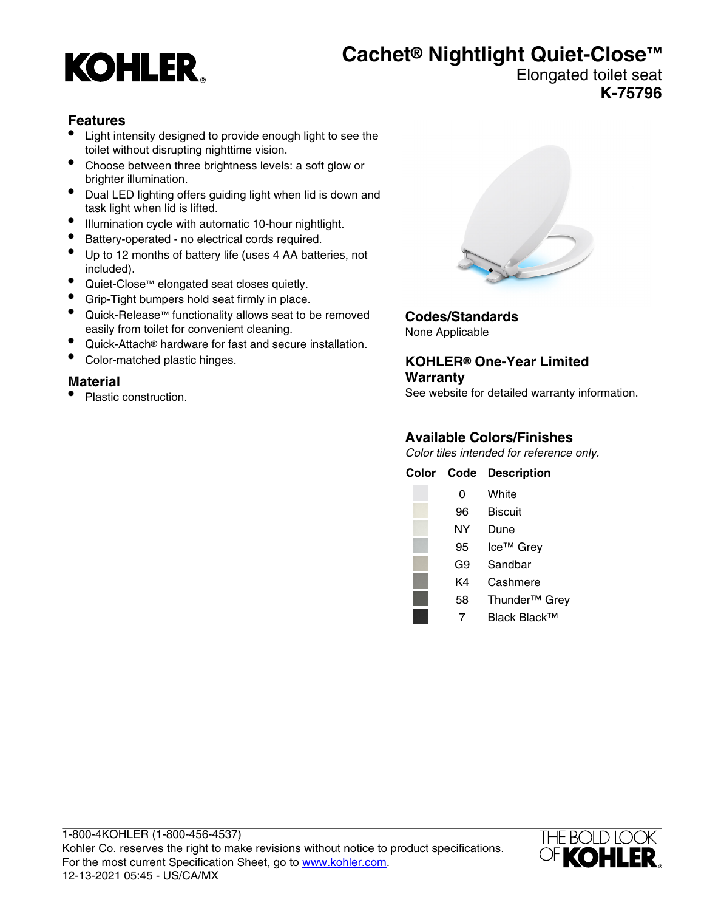KOHLER

# Cachet® Nightlight Quiet-Close™

Elongated toilet seat

**K-75796**

## Features

- Light intensity designed to provide enough light to see the toilet without disrupting nighttime vision.
- Choose between three brightness levels: a soft glow or brighter illumination.
- Dual LED lighting offers guiding light when lid is down and task light when lid is lifted.
- Illumination cycle with automatic 10-hour nightlight.
- Battery-operated - no electrical cords required.
- Up to 12 months of battery life (uses 4 AA batteries, not included).
- Quiet-Close™ elongated seat closes quietly.
- Grip-Tight bumpers hold seat firmly in place.
- Quick-Release™ functionality allows seat to be removed easily from toilet for convenient cleaning.
- Quick-Attach® hardware for fast and secure installation.
- Color-matched plastic hinges.

## Material

- Plastic construction.

## Codes/Standards

None Applicable

## KOHLER® One-Year Limited Warranty

See website for detailed warranty information.

## Available Colors/Finishes

*Color tiles intended for reference only.*

| Color | Code | Description |
| --- | --- | --- |
| | 0 | White |
| | 96 | Biscuit |
| | NY | Dune |
| | 95 | Ice™ Grey |
| | G9 | Sandbar |
| | K4 | Cashmere |
| | 58 | Thunder™ Grey |
| | 7 | Black Black™ |

1-800-4KOHLER (1-800-456-4537)
Kohler Co. reserves the right to make revisions without notice to product specifications.
For the most current Specification Sheet, go to www.kohler.com.
12-13-2021 05:45 - US/CA/MX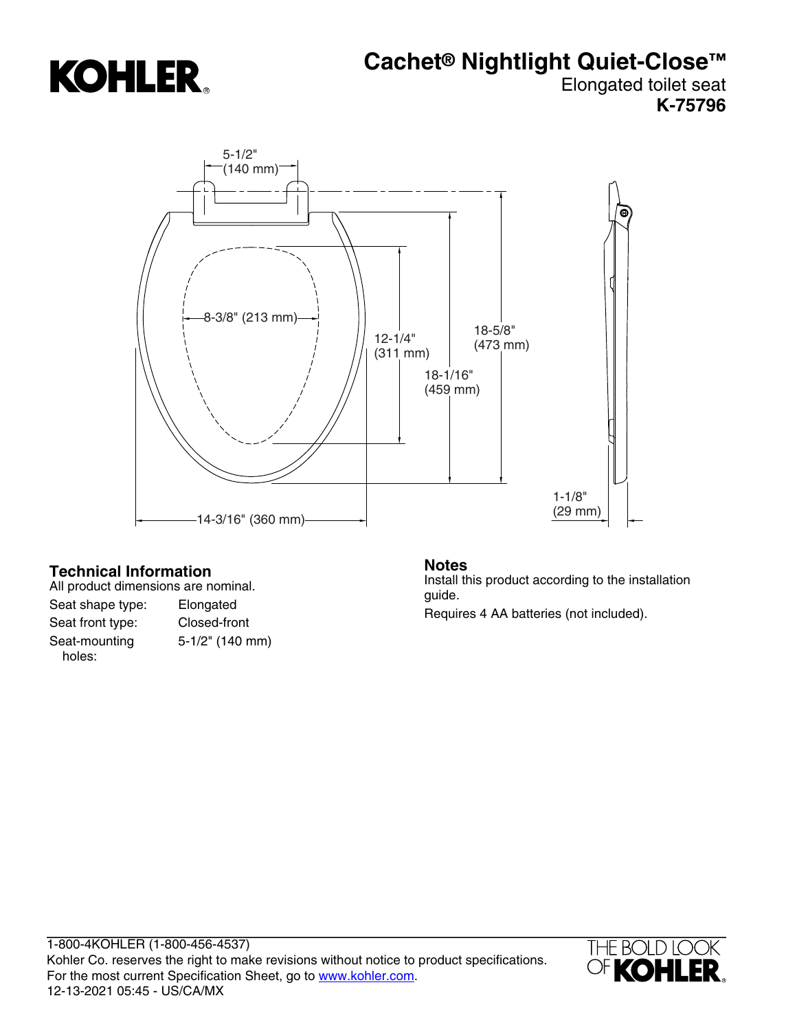# KOHLER

## Cachet® Nightlight Quiet-Close™

Elongated toilet seat

**K-75796**

5-1/2"
(140 mm)

8-3/8" (213 mm)

12-1/4"
(311 mm)

18-5/8"
(473 mm)

18-1/16"
(459 mm)

14-3/16" (360 mm)

1-1/8"
(29 mm)

### Technical Information

All product dimensions are nominal.

| | |
|---|---|
| Seat shape type: | Elongated |
| Seat front type: | Closed-front |
| Seat-mounting holes: | 5-1/2" (140 mm) |

### Notes

Install this product according to the installation guide.

Requires 4 AA batteries (not included).

1-800-4KOHLER (1-800-456-4537)
Kohler Co. reserves the right to make revisions without notice to product specifications.
For the most current Specification Sheet, go to www.kohler.com.
12-13-2021 05:45 - US/CA/MX

THE BOLD LOOK OF KOHLER.